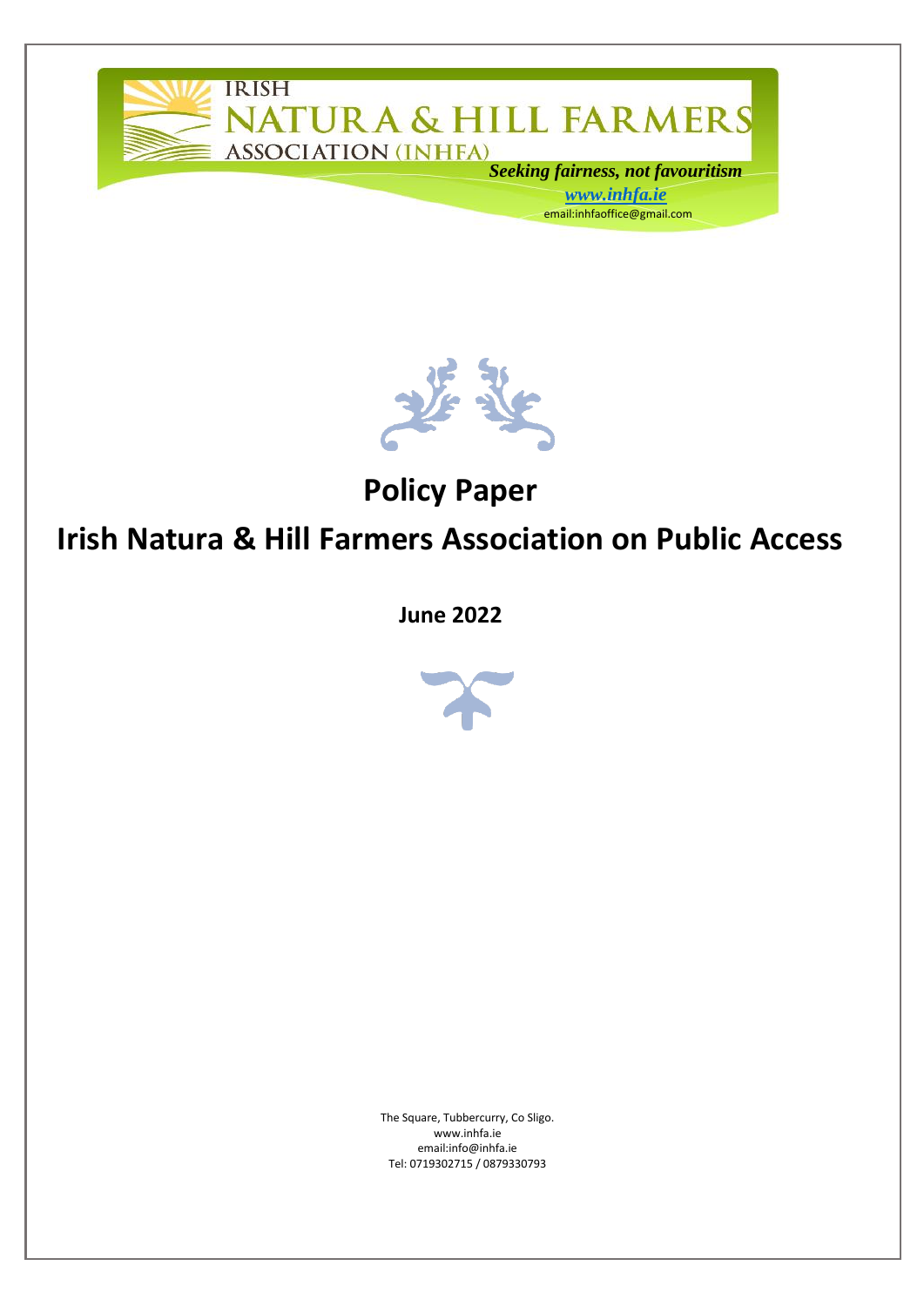IRISH
NATURA & HILL FARMERS
ASSOCIATION (INHFA)

*Seeking fairness, not favouritism*

*www.inhfa.ie*

email:inhfaoffice@gmail.com

# Policy Paper

# Irish Natura & Hill Farmers Association on Public Access

**June 2022**

The Square, Tubbercurry, Co Sligo.
www.inhfa.ie
email:info@inhfa.ie
Tel: 0719302715 / 0879330793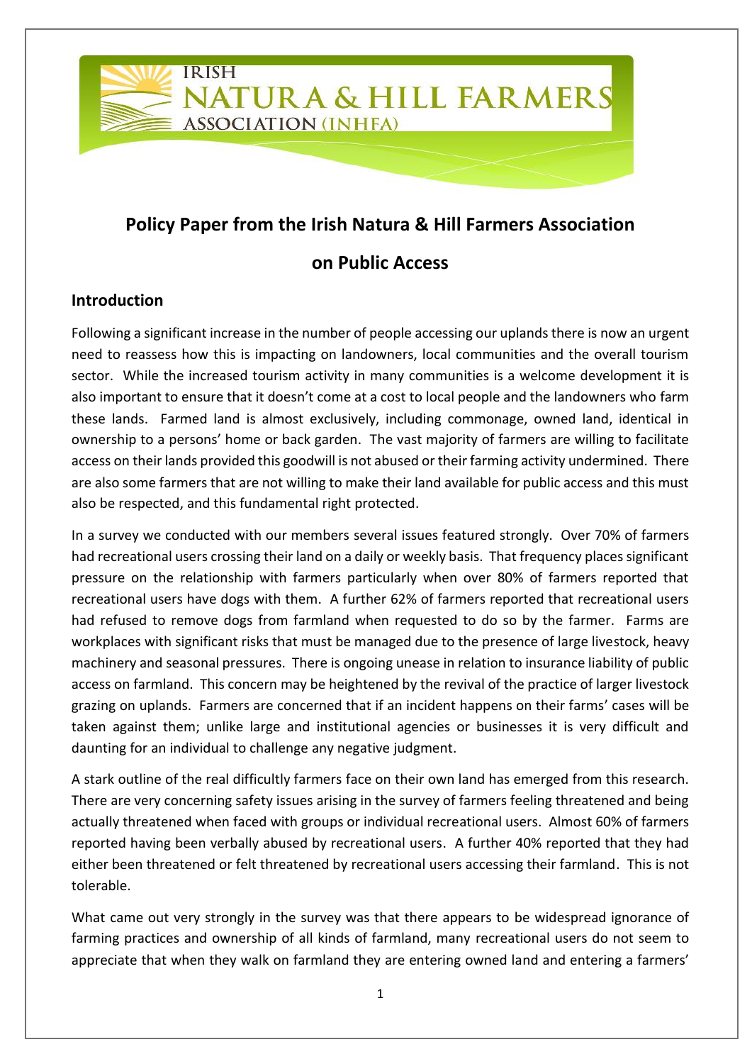IRISH NATURA & HILL FARMERS ASSOCIATION (INHFA)

# Policy Paper from the Irish Natura & Hill Farmers Association on Public Access

## Introduction

Following a significant increase in the number of people accessing our uplands there is now an urgent need to reassess how this is impacting on landowners, local communities and the overall tourism sector. While the increased tourism activity in many communities is a welcome development it is also important to ensure that it doesn't come at a cost to local people and the landowners who farm these lands. Farmed land is almost exclusively, including commonage, owned land, identical in ownership to a persons' home or back garden. The vast majority of farmers are willing to facilitate access on their lands provided this goodwill is not abused or their farming activity undermined. There are also some farmers that are not willing to make their land available for public access and this must also be respected, and this fundamental right protected.

In a survey we conducted with our members several issues featured strongly. Over 70% of farmers had recreational users crossing their land on a daily or weekly basis. That frequency places significant pressure on the relationship with farmers particularly when over 80% of farmers reported that recreational users have dogs with them. A further 62% of farmers reported that recreational users had refused to remove dogs from farmland when requested to do so by the farmer. Farms are workplaces with significant risks that must be managed due to the presence of large livestock, heavy machinery and seasonal pressures. There is ongoing unease in relation to insurance liability of public access on farmland. This concern may be heightened by the revival of the practice of larger livestock grazing on uplands. Farmers are concerned that if an incident happens on their farms' cases will be taken against them; unlike large and institutional agencies or businesses it is very difficult and daunting for an individual to challenge any negative judgment.

A stark outline of the real difficultly farmers face on their own land has emerged from this research. There are very concerning safety issues arising in the survey of farmers feeling threatened and being actually threatened when faced with groups or individual recreational users. Almost 60% of farmers reported having been verbally abused by recreational users. A further 40% reported that they had either been threatened or felt threatened by recreational users accessing their farmland. This is not tolerable.

What came out very strongly in the survey was that there appears to be widespread ignorance of farming practices and ownership of all kinds of farmland, many recreational users do not seem to appreciate that when they walk on farmland they are entering owned land and entering a farmers'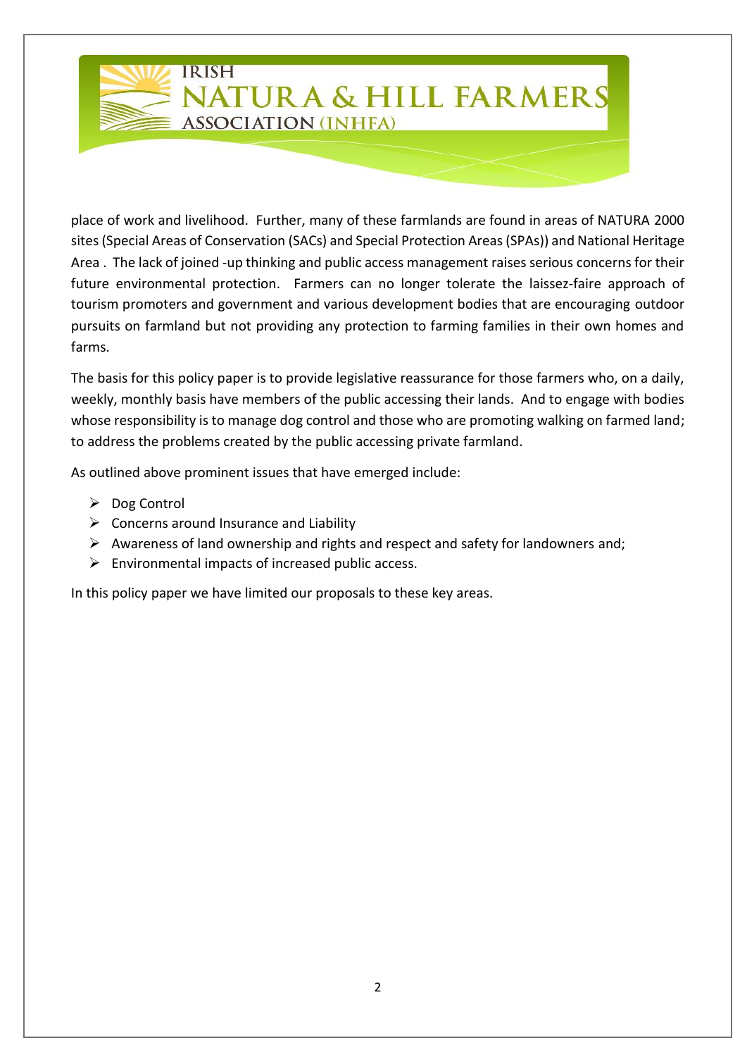place of work and livelihood. Further, many of these farmlands are found in areas of NATURA 2000 sites (Special Areas of Conservation (SACs) and Special Protection Areas (SPAs)) and National Heritage Area . The lack of joined -up thinking and public access management raises serious concerns for their future environmental protection. Farmers can no longer tolerate the laissez-faire approach of tourism promoters and government and various development bodies that are encouraging outdoor pursuits on farmland but not providing any protection to farming families in their own homes and farms.

The basis for this policy paper is to provide legislative reassurance for those farmers who, on a daily, weekly, monthly basis have members of the public accessing their lands. And to engage with bodies whose responsibility is to manage dog control and those who are promoting walking on farmed land; to address the problems created by the public accessing private farmland.

As outlined above prominent issues that have emerged include:

- Dog Control
- Concerns around Insurance and Liability
- Awareness of land ownership and rights and respect and safety for landowners and;
- Environmental impacts of increased public access.

In this policy paper we have limited our proposals to these key areas.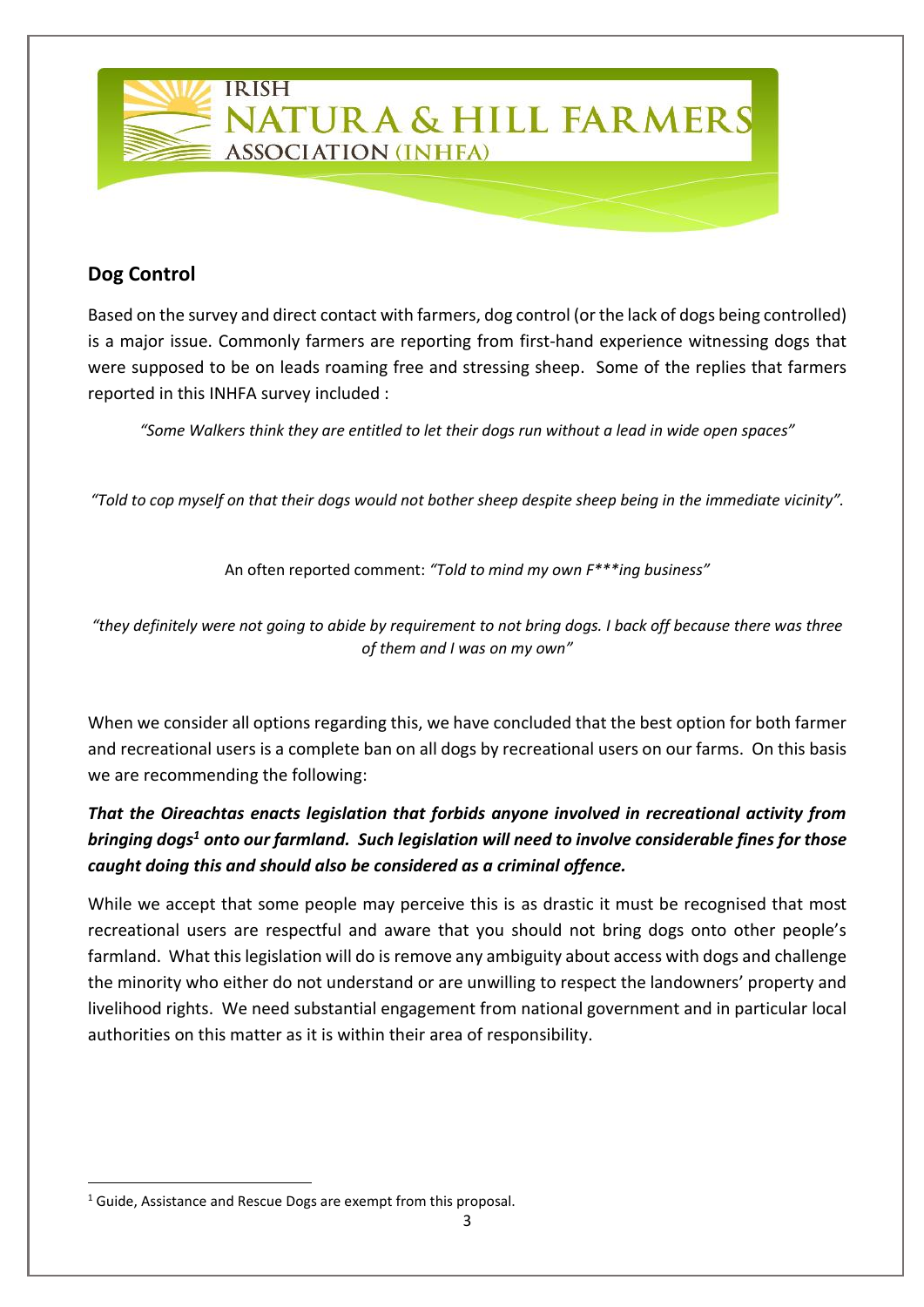## Dog Control

Based on the survey and direct contact with farmers, dog control (or the lack of dogs being controlled) is a major issue. Commonly farmers are reporting from first-hand experience witnessing dogs that were supposed to be on leads roaming free and stressing sheep. Some of the replies that farmers reported in this INHFA survey included :

*"Some Walkers think they are entitled to let their dogs run without a lead in wide open spaces"*

*"Told to cop myself on that their dogs would not bother sheep despite sheep being in the immediate vicinity".*

An often reported comment: *"Told to mind my own F***ing business"*

*"they definitely were not going to abide by requirement to not bring dogs. I back off because there was three of them and I was on my own"*

When we consider all options regarding this, we have concluded that the best option for both farmer and recreational users is a complete ban on all dogs by recreational users on our farms. On this basis we are recommending the following:

***That the Oireachtas enacts legislation that forbids anyone involved in recreational activity from bringing dogs[1] onto our farmland. Such legislation will need to involve considerable fines for those caught doing this and should also be considered as a criminal offence.***

While we accept that some people may perceive this is as drastic it must be recognised that most recreational users are respectful and aware that you should not bring dogs onto other people's farmland. What this legislation will do is remove any ambiguity about access with dogs and challenge the minority who either do not understand or are unwilling to respect the landowners' property and livelihood rights. We need substantial engagement from national government and in particular local authorities on this matter as it is within their area of responsibility.

[1] Guide, Assistance and Rescue Dogs are exempt from this proposal.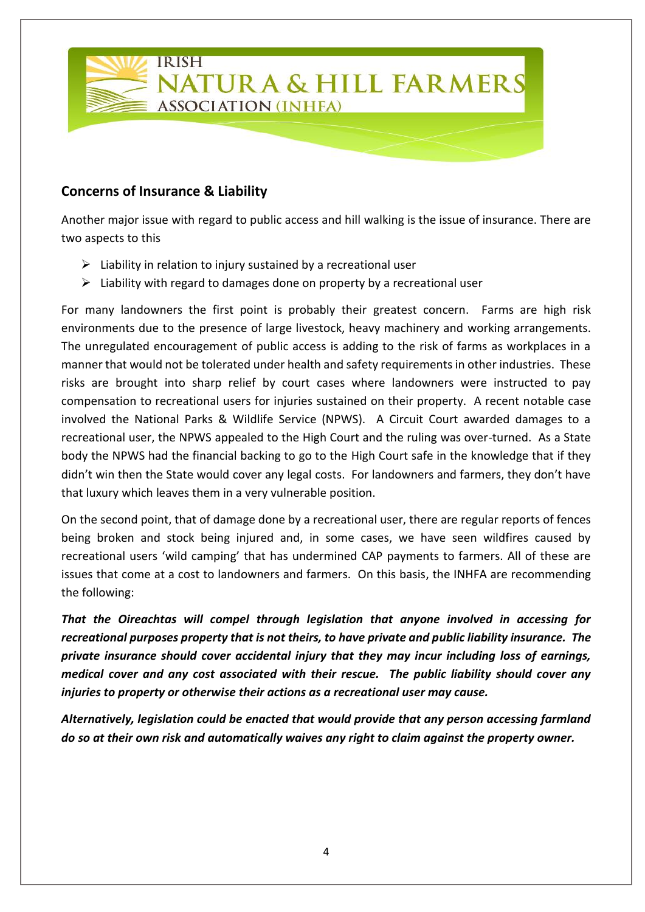## Concerns of Insurance & Liability

Another major issue with regard to public access and hill walking is the issue of insurance. There are two aspects to this

- Liability in relation to injury sustained by a recreational user
- Liability with regard to damages done on property by a recreational user

For many landowners the first point is probably their greatest concern. Farms are high risk environments due to the presence of large livestock, heavy machinery and working arrangements. The unregulated encouragement of public access is adding to the risk of farms as workplaces in a manner that would not be tolerated under health and safety requirements in other industries. These risks are brought into sharp relief by court cases where landowners were instructed to pay compensation to recreational users for injuries sustained on their property. A recent notable case involved the National Parks & Wildlife Service (NPWS). A Circuit Court awarded damages to a recreational user, the NPWS appealed to the High Court and the ruling was over-turned. As a State body the NPWS had the financial backing to go to the High Court safe in the knowledge that if they didn't win then the State would cover any legal costs. For landowners and farmers, they don't have that luxury which leaves them in a very vulnerable position.

On the second point, that of damage done by a recreational user, there are regular reports of fences being broken and stock being injured and, in some cases, we have seen wildfires caused by recreational users 'wild camping' that has undermined CAP payments to farmers. All of these are issues that come at a cost to landowners and farmers. On this basis, the INHFA are recommending the following:

***That the Oireachtas will compel through legislation that anyone involved in accessing for recreational purposes property that is not theirs, to have private and public liability insurance. The private insurance should cover accidental injury that they may incur including loss of earnings, medical cover and any cost associated with their rescue. The public liability should cover any injuries to property or otherwise their actions as a recreational user may cause.***

***Alternatively, legislation could be enacted that would provide that any person accessing farmland do so at their own risk and automatically waives any right to claim against the property owner.***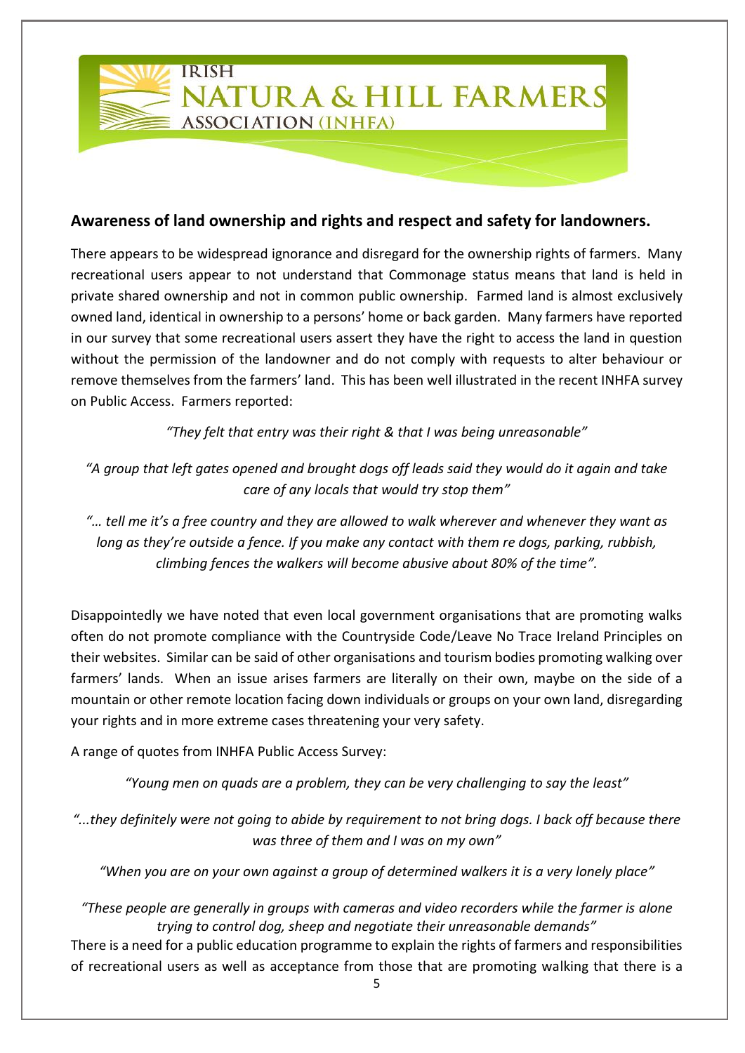## Awareness of land ownership and rights and respect and safety for landowners.

There appears to be widespread ignorance and disregard for the ownership rights of farmers. Many recreational users appear to not understand that Commonage status means that land is held in private shared ownership and not in common public ownership. Farmed land is almost exclusively owned land, identical in ownership to a persons' home or back garden. Many farmers have reported in our survey that some recreational users assert they have the right to access the land in question without the permission of the landowner and do not comply with requests to alter behaviour or remove themselves from the farmers' land. This has been well illustrated in the recent INHFA survey on Public Access. Farmers reported:

*"They felt that entry was their right & that I was being unreasonable"*

*"A group that left gates opened and brought dogs off leads said they would do it again and take care of any locals that would try stop them"*

*"… tell me it's a free country and they are allowed to walk wherever and whenever they want as long as they're outside a fence. If you make any contact with them re dogs, parking, rubbish, climbing fences the walkers will become abusive about 80% of the time".*

Disappointedly we have noted that even local government organisations that are promoting walks often do not promote compliance with the Countryside Code/Leave No Trace Ireland Principles on their websites. Similar can be said of other organisations and tourism bodies promoting walking over farmers' lands. When an issue arises farmers are literally on their own, maybe on the side of a mountain or other remote location facing down individuals or groups on your own land, disregarding your rights and in more extreme cases threatening your very safety.

A range of quotes from INHFA Public Access Survey:

*"Young men on quads are a problem, they can be very challenging to say the least"*

*"...they definitely were not going to abide by requirement to not bring dogs. I back off because there was three of them and I was on my own"*

*"When you are on your own against a group of determined walkers it is a very lonely place"*

*"These people are generally in groups with cameras and video recorders while the farmer is alone trying to control dog, sheep and negotiate their unreasonable demands"*

There is a need for a public education programme to explain the rights of farmers and responsibilities of recreational users as well as acceptance from those that are promoting walking that there is a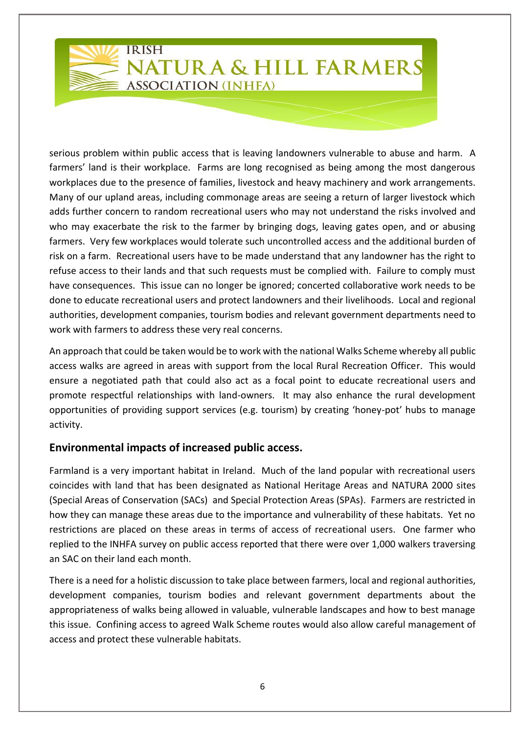serious problem within public access that is leaving landowners vulnerable to abuse and harm. A farmers' land is their workplace. Farms are long recognised as being among the most dangerous workplaces due to the presence of families, livestock and heavy machinery and work arrangements. Many of our upland areas, including commonage areas are seeing a return of larger livestock which adds further concern to random recreational users who may not understand the risks involved and who may exacerbate the risk to the farmer by bringing dogs, leaving gates open, and or abusing farmers. Very few workplaces would tolerate such uncontrolled access and the additional burden of risk on a farm. Recreational users have to be made understand that any landowner has the right to refuse access to their lands and that such requests must be complied with. Failure to comply must have consequences. This issue can no longer be ignored; concerted collaborative work needs to be done to educate recreational users and protect landowners and their livelihoods. Local and regional authorities, development companies, tourism bodies and relevant government departments need to work with farmers to address these very real concerns.

An approach that could be taken would be to work with the national Walks Scheme whereby all public access walks are agreed in areas with support from the local Rural Recreation Officer. This would ensure a negotiated path that could also act as a focal point to educate recreational users and promote respectful relationships with land-owners. It may also enhance the rural development opportunities of providing support services (e.g. tourism) by creating 'honey-pot' hubs to manage activity.

## Environmental impacts of increased public access.

Farmland is a very important habitat in Ireland. Much of the land popular with recreational users coincides with land that has been designated as National Heritage Areas and NATURA 2000 sites (Special Areas of Conservation (SACs) and Special Protection Areas (SPAs). Farmers are restricted in how they can manage these areas due to the importance and vulnerability of these habitats. Yet no restrictions are placed on these areas in terms of access of recreational users. One farmer who replied to the INHFA survey on public access reported that there were over 1,000 walkers traversing an SAC on their land each month.

There is a need for a holistic discussion to take place between farmers, local and regional authorities, development companies, tourism bodies and relevant government departments about the appropriateness of walks being allowed in valuable, vulnerable landscapes and how to best manage this issue. Confining access to agreed Walk Scheme routes would also allow careful management of access and protect these vulnerable habitats.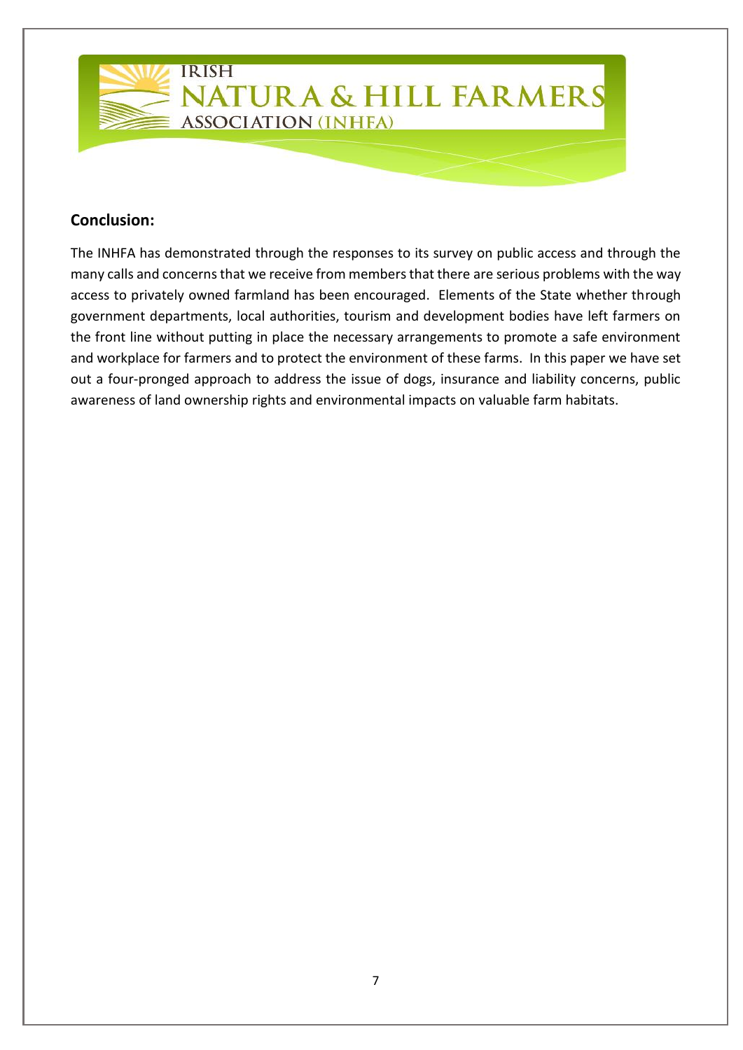## Conclusion:

The INHFA has demonstrated through the responses to its survey on public access and through the many calls and concerns that we receive from members that there are serious problems with the way access to privately owned farmland has been encouraged. Elements of the State whether through government departments, local authorities, tourism and development bodies have left farmers on the front line without putting in place the necessary arrangements to promote a safe environment and workplace for farmers and to protect the environment of these farms. In this paper we have set out a four-pronged approach to address the issue of dogs, insurance and liability concerns, public awareness of land ownership rights and environmental impacts on valuable farm habitats.